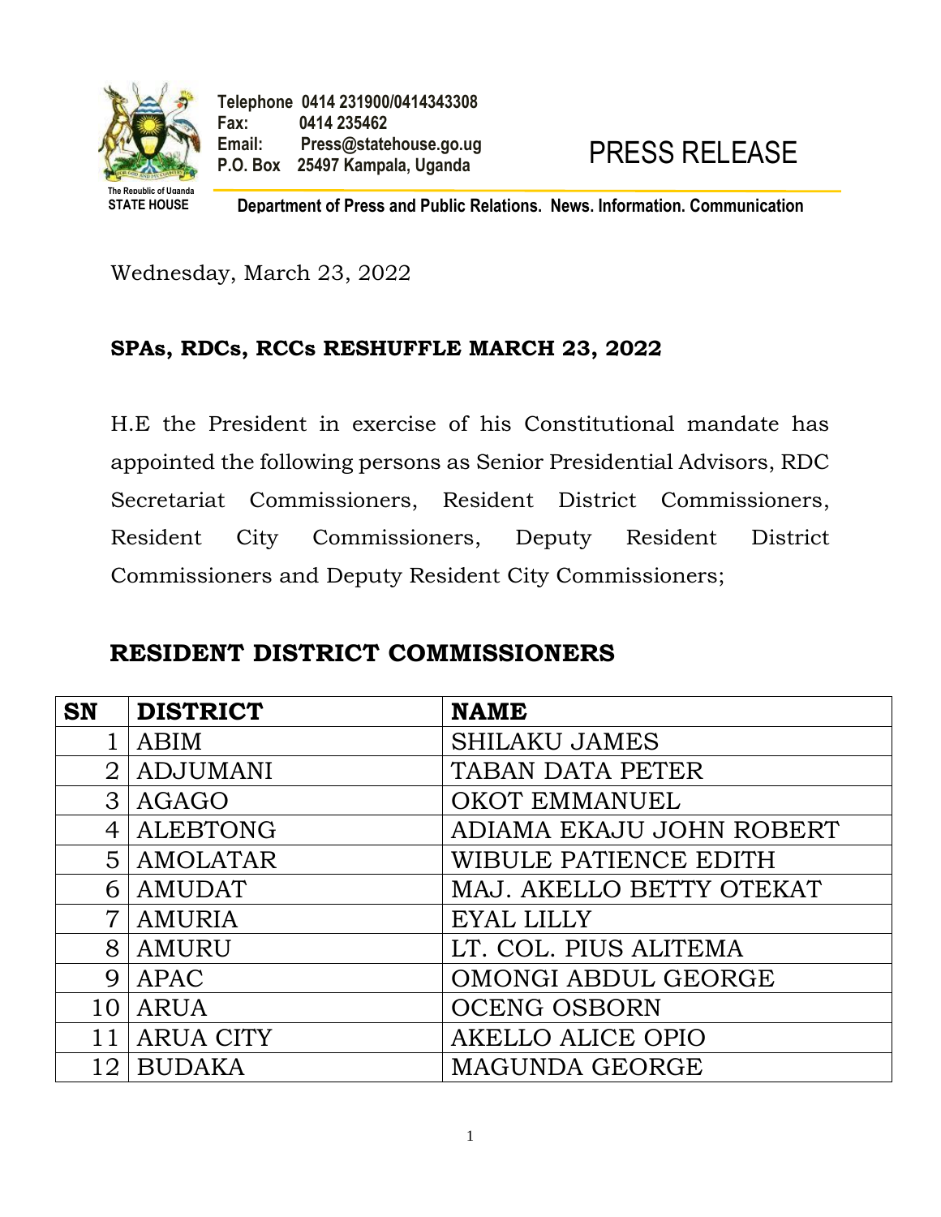The Republic of Uganda
STATE HOUSE

Telephone 0414 231900/0414343308
Fax: 0414 235462
Email: Press@statehouse.go.ug
P.O. Box 25497 Kampala, Uganda

PRESS RELEASE

Department of Press and Public Relations. News. Information. Communication

Wednesday, March 23, 2022

**SPAs, RDCs, RCCs RESHUFFLE MARCH 23, 2022**

H.E the President in exercise of his Constitutional mandate has appointed the following persons as Senior Presidential Advisors, RDC Secretariat Commissioners, Resident District Commissioners, Resident City Commissioners, Deputy Resident District Commissioners and Deputy Resident City Commissioners;

## RESIDENT DISTRICT COMMISSIONERS

| SN | DISTRICT | NAME |
|---|---|---|
| 1 | ABIM | SHILAKU JAMES |
| 2 | ADJUMANI | TABAN DATA PETER |
| 3 | AGAGO | OKOT EMMANUEL |
| 4 | ALEBTONG | ADIAMA EKAJU JOHN ROBERT |
| 5 | AMOLATAR | WIBULE PATIENCE EDITH |
| 6 | AMUDAT | MAJ. AKELLO BETTY OTEKAT |
| 7 | AMURIA | EYAL LILLY |
| 8 | AMURU | LT. COL. PIUS ALITEMA |
| 9 | APAC | OMONGI ABDUL GEORGE |
| 10 | ARUA | OCENG OSBORN |
| 11 | ARUA CITY | AKELLO ALICE OPIO |
| 12 | BUDAKA | MAGUNDA GEORGE |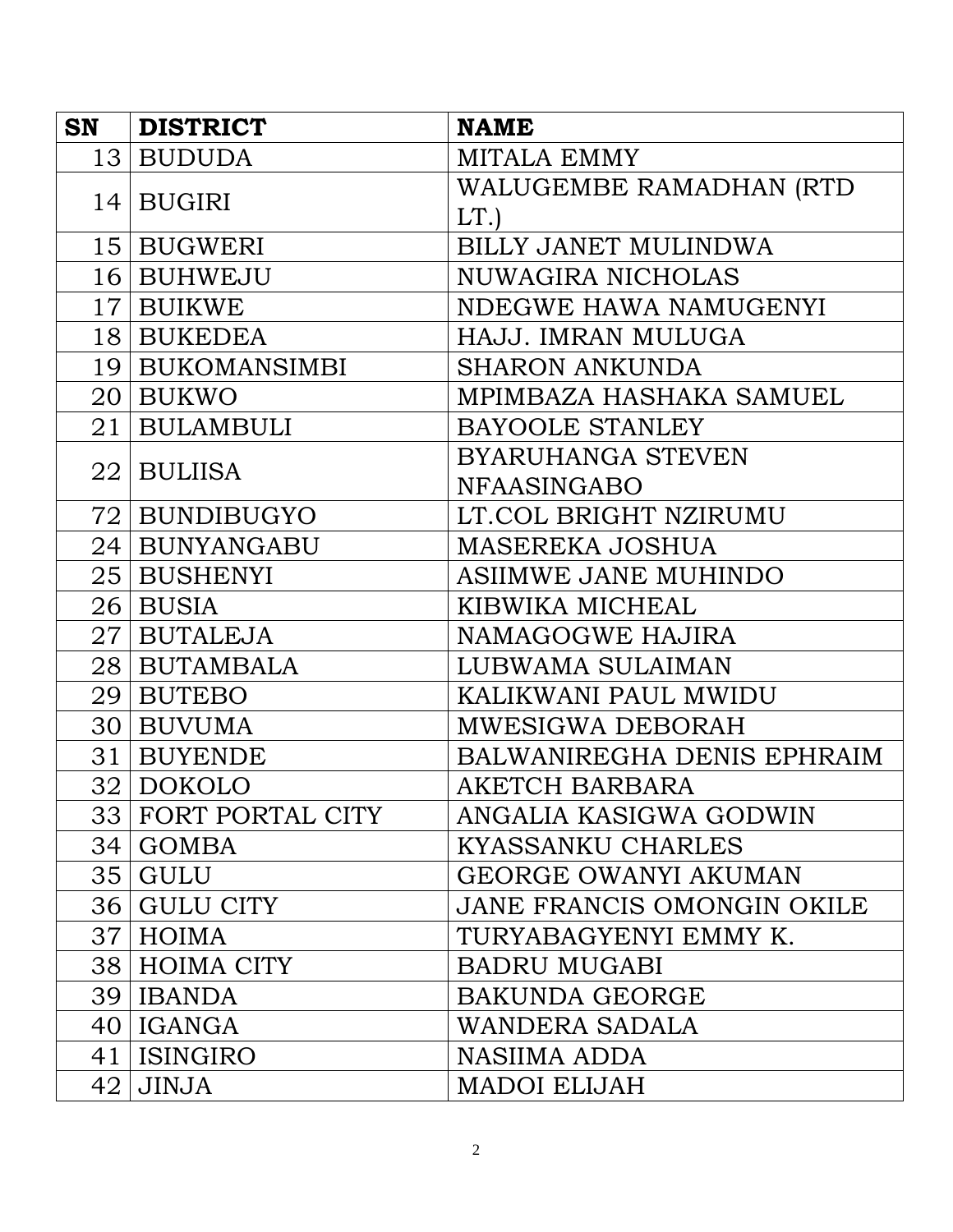| SN | DISTRICT | NAME |
|---|---|---|
| 13 | BUDUDA | MITALA EMMY |
| 14 | BUGIRI | WALUGEMBE RAMADHAN (RTD LT.) |
| 15 | BUGWERI | BILLY JANET MULINDWA |
| 16 | BUHWEJU | NUWAGIRA NICHOLAS |
| 17 | BUIKWE | NDEGWE HAWA NAMUGENYI |
| 18 | BUKEDEA | HAJJ. IMRAN MULUGA |
| 19 | BUKOMANSIMBI | SHARON ANKUNDA |
| 20 | BUKWO | MPIMBAZA HASHAKA SAMUEL |
| 21 | BULAMBULI | BAYOOLE STANLEY |
| 22 | BULIISA | BYARUHANGA STEVEN NFAASINGABO |
| 72 | BUNDIBUGYO | LT.COL BRIGHT NZIRUMU |
| 24 | BUNYANGABU | MASEREKA JOSHUA |
| 25 | BUSHENYI | ASIIMWE JANE MUHINDO |
| 26 | BUSIA | KIBWIKA MICHEAL |
| 27 | BUTALEJA | NAMAGOGWE HAJIRA |
| 28 | BUTAMBALA | LUBWAMA SULAIMAN |
| 29 | BUTEBO | KALIKWANI PAUL MWIDU |
| 30 | BUVUMA | MWESIGWA DEBORAH |
| 31 | BUYENDE | BALWANIREGHA DENIS EPHRAIM |
| 32 | DOKOLO | AKETCH BARBARA |
| 33 | FORT PORTAL CITY | ANGALIA KASIGWA GODWIN |
| 34 | GOMBA | KYASSANKU CHARLES |
| 35 | GULU | GEORGE OWANYI AKUMAN |
| 36 | GULU CITY | JANE FRANCIS OMONGIN OKILE |
| 37 | HOIMA | TURYABAGYENYI EMMY K. |
| 38 | HOIMA CITY | BADRU MUGABI |
| 39 | IBANDA | BAKUNDA GEORGE |
| 40 | IGANGA | WANDERA SADALA |
| 41 | ISINGIRO | NASIIMA ADDA |
| 42 | JINJA | MADOI ELIJAH |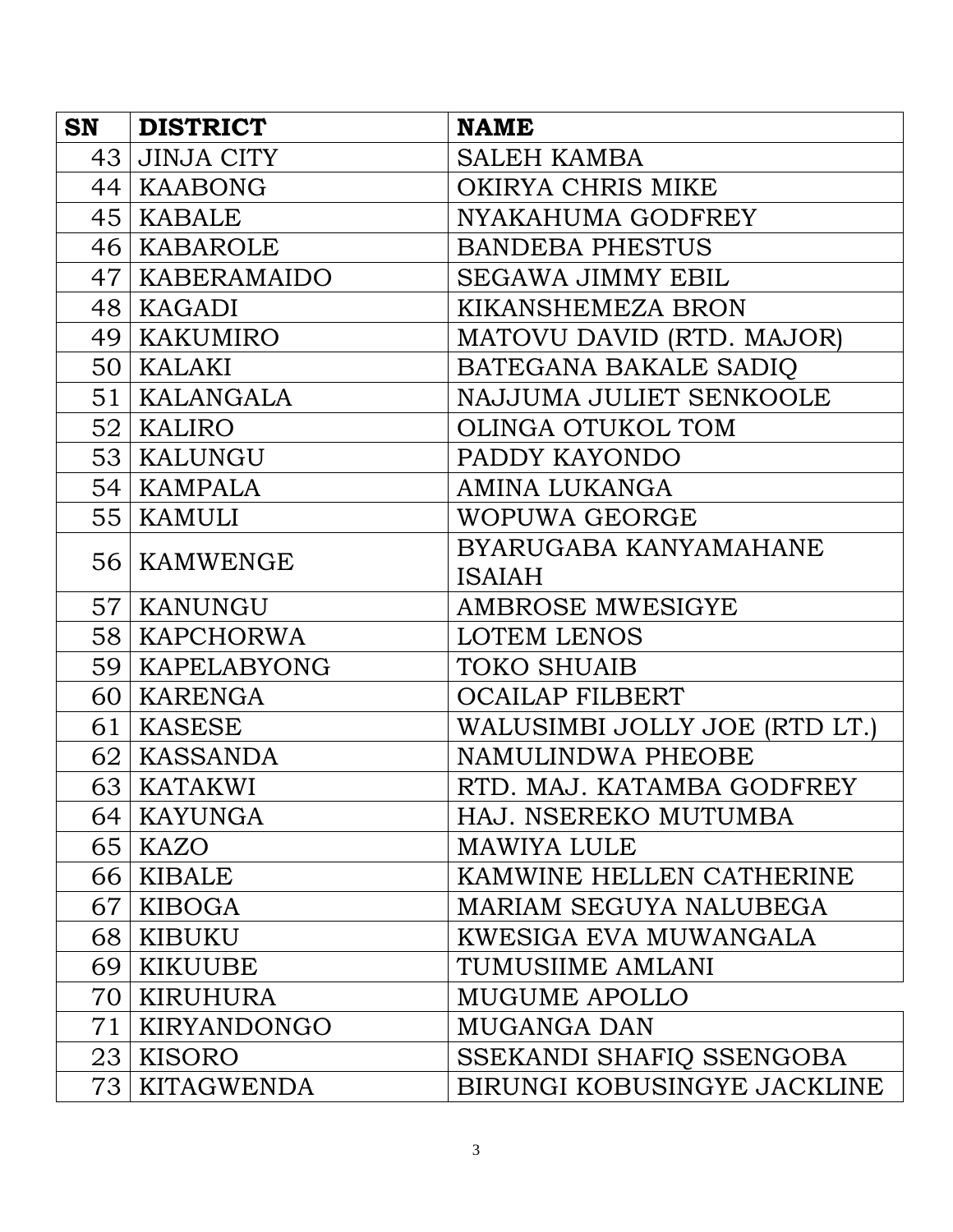| SN | DISTRICT | NAME |
|---|---|---|
| 43 | JINJA CITY | SALEH KAMBA |
| 44 | KAABONG | OKIRYA CHRIS MIKE |
| 45 | KABALE | NYAKAHUMA GODFREY |
| 46 | KABAROLE | BANDEBA PHESTUS |
| 47 | KABERAMAIDO | SEGAWA JIMMY EBIL |
| 48 | KAGADI | KIKANSHEMEZA BRON |
| 49 | KAKUMIRO | MATOVU DAVID (RTD. MAJOR) |
| 50 | KALAKI | BATEGANA BAKALE SADIQ |
| 51 | KALANGALA | NAJJUMA JULIET SENKOOLE |
| 52 | KALIRO | OLINGA OTUKOL TOM |
| 53 | KALUNGU | PADDY KAYONDO |
| 54 | KAMPALA | AMINA LUKANGA |
| 55 | KAMULI | WOPUWA GEORGE |
| 56 | KAMWENGE | BYARUGABA KANYAMAHANE ISAIAH |
| 57 | KANUNGU | AMBROSE MWESIGYE |
| 58 | KAPCHORWA | LOTEM LENOS |
| 59 | KAPELABYONG | TOKO SHUAIB |
| 60 | KARENGA | OCAILAP FILBERT |
| 61 | KASESE | WALUSIMBI JOLLY JOE (RTD LT.) |
| 62 | KASSANDA | NAMULINDWA PHEOBE |
| 63 | KATAKWI | RTD. MAJ. KATAMBA GODFREY |
| 64 | KAYUNGA | HAJ. NSEREKO MUTUMBA |
| 65 | KAZO | MAWIYA LULE |
| 66 | KIBALE | KAMWINE HELLEN CATHERINE |
| 67 | KIBOGA | MARIAM SEGUYA NALUBEGA |
| 68 | KIBUKU | KWESIGA EVA MUWANGALA |
| 69 | KIKUUBE | TUMUSIIME AMLANI |
| 70 | KIRUHURA | MUGUME APOLLO |
| 71 | KIRYANDONGO | MUGANGA DAN |
| 23 | KISORO | SSEKANDI SHAFIQ SSENGOBA |
| 73 | KITAGWENDA | BIRUNGI KOBUSINGYE JACKLINE |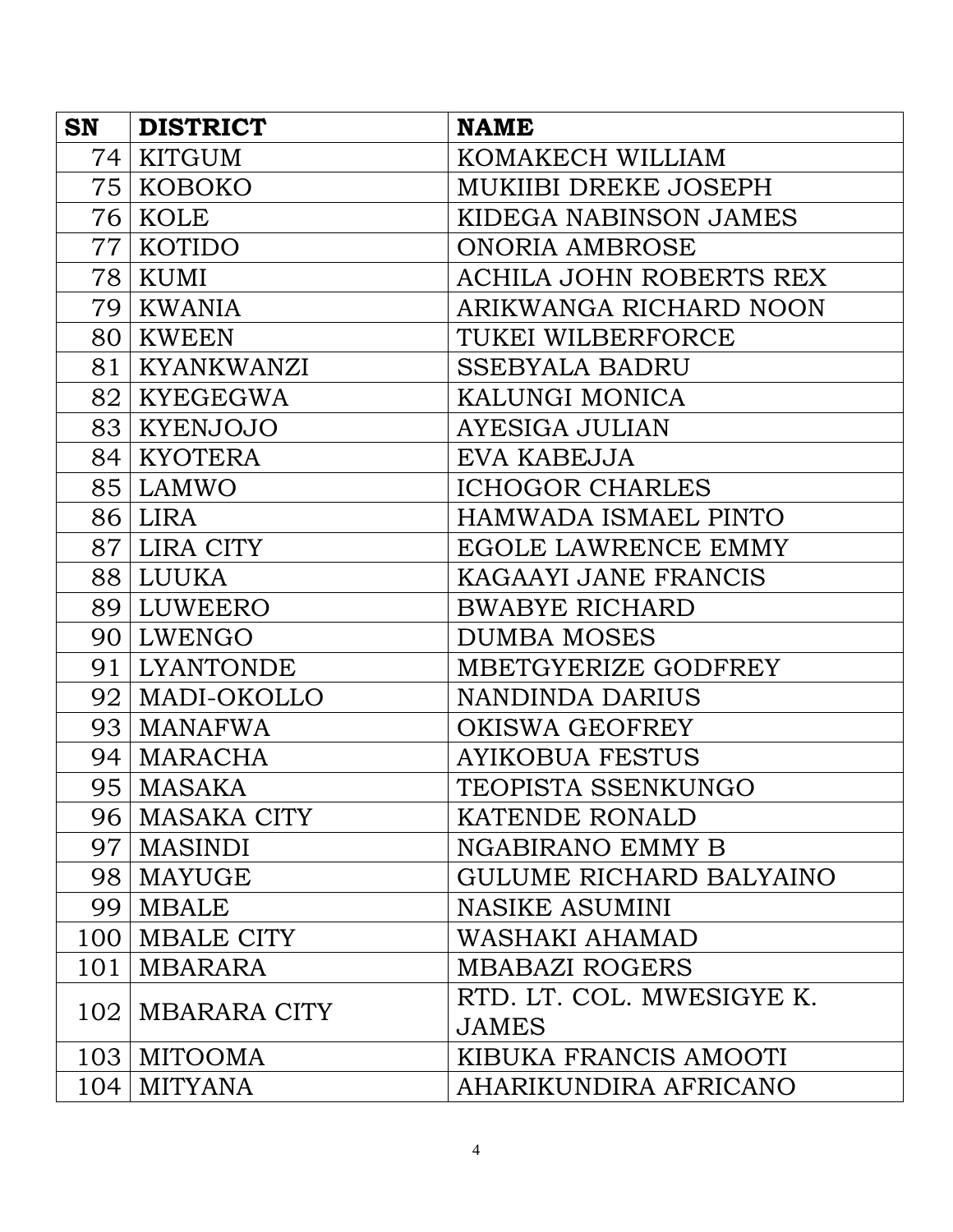| SN | DISTRICT | NAME |
|---|---|---|
| 74 | KITGUM | KOMAKECH WILLIAM |
| 75 | KOBOKO | MUKIIBI DREKE JOSEPH |
| 76 | KOLE | KIDEGA NABINSON JAMES |
| 77 | KOTIDO | ONORIA AMBROSE |
| 78 | KUMI | ACHILA JOHN ROBERTS REX |
| 79 | KWANIA | ARIKWANGA RICHARD NOON |
| 80 | KWEEN | TUKEI WILBERFORCE |
| 81 | KYANKWANZI | SSEBYALA BADRU |
| 82 | KYEGEGWA | KALUNGI MONICA |
| 83 | KYENJOJO | AYESIGA JULIAN |
| 84 | KYOTERA | EVA KABEJJA |
| 85 | LAMWO | ICHOGOR CHARLES |
| 86 | LIRA | HAMWADA ISMAEL PINTO |
| 87 | LIRA CITY | EGOLE LAWRENCE EMMY |
| 88 | LUUKA | KAGAAYI JANE FRANCIS |
| 89 | LUWEERO | BWABYE RICHARD |
| 90 | LWENGO | DUMBA MOSES |
| 91 | LYANTONDE | MBETGYERIZE GODFREY |
| 92 | MADI-OKOLLO | NANDINDA DARIUS |
| 93 | MANAFWA | OKISWA GEOFREY |
| 94 | MARACHA | AYIKOBUA FESTUS |
| 95 | MASAKA | TEOPISTA SSENKUNGO |
| 96 | MASAKA CITY | KATENDE RONALD |
| 97 | MASINDI | NGABIRANO EMMY B |
| 98 | MAYUGE | GULUME RICHARD BALYAINO |
| 99 | MBALE | NASIKE ASUMINI |
| 100 | MBALE CITY | WASHAKI AHAMAD |
| 101 | MBARARA | MBABAZI ROGERS |
| 102 | MBARARA CITY | RTD. LT. COL. MWESIGYE K. JAMES |
| 103 | MITOOMA | KIBUKA FRANCIS AMOOTI |
| 104 | MITYANA | AHARIKUNDIRA AFRICANO |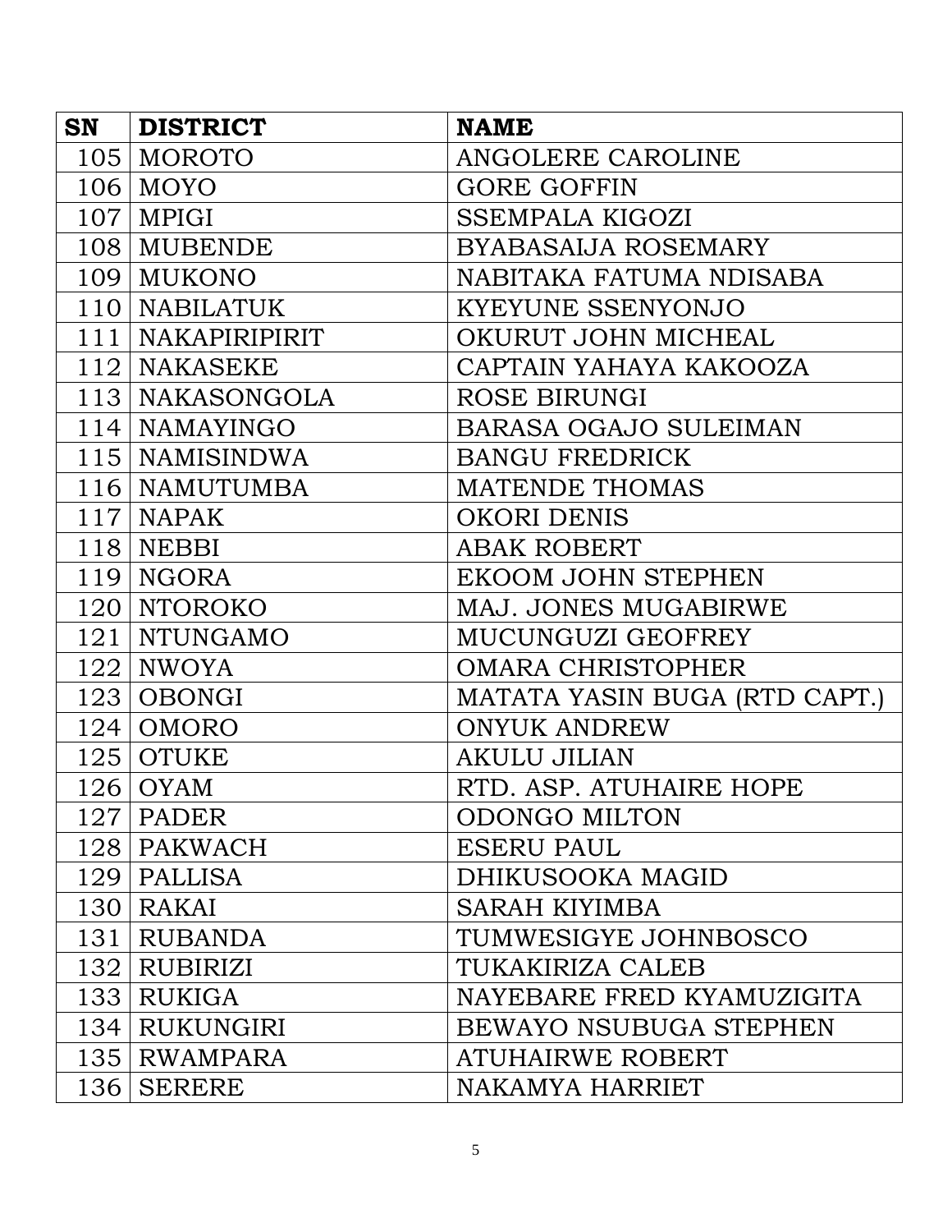| SN | DISTRICT | NAME |
|---|---|---|
| 105 | MOROTO | ANGOLERE CAROLINE |
| 106 | MOYO | GORE GOFFIN |
| 107 | MPIGI | SSEMPALA KIGOZI |
| 108 | MUBENDE | BYABASAIJA ROSEMARY |
| 109 | MUKONO | NABITAKA FATUMA NDISABA |
| 110 | NABILATUK | KYEYUNE SSENYONJO |
| 111 | NAKAPIRIPIRIT | OKURUT JOHN MICHEAL |
| 112 | NAKASEKE | CAPTAIN YAHAYA KAKOOZA |
| 113 | NAKASONGOLA | ROSE BIRUNGI |
| 114 | NAMAYINGO | BARASA OGAJO SULEIMAN |
| 115 | NAMISINDWA | BANGU FREDRICK |
| 116 | NAMUTUMBA | MATENDE THOMAS |
| 117 | NAPAK | OKORI DENIS |
| 118 | NEBBI | ABAK ROBERT |
| 119 | NGORA | EKOOM JOHN STEPHEN |
| 120 | NTOROKO | MAJ. JONES MUGABIRWE |
| 121 | NTUNGAMO | MUCUNGUZI GEOFREY |
| 122 | NWOYA | OMARA CHRISTOPHER |
| 123 | OBONGI | MATATA YASIN BUGA (RTD CAPT.) |
| 124 | OMORO | ONYUK ANDREW |
| 125 | OTUKE | AKULU JILIAN |
| 126 | OYAM | RTD. ASP. ATUHAIRE HOPE |
| 127 | PADER | ODONGO MILTON |
| 128 | PAKWACH | ESERU PAUL |
| 129 | PALLISA | DHIKUSOOKA MAGID |
| 130 | RAKAI | SARAH KIYIMBA |
| 131 | RUBANDA | TUMWESIGYE JOHNBOSCO |
| 132 | RUBIRIZI | TUKAKIRIZA CALEB |
| 133 | RUKIGA | NAYEBARE FRED KYAMUZIGITA |
| 134 | RUKUNGIRI | BEWAYO NSUBUGA STEPHEN |
| 135 | RWAMPARA | ATUHAIRWE ROBERT |
| 136 | SERERE | NAKAMYA HARRIET |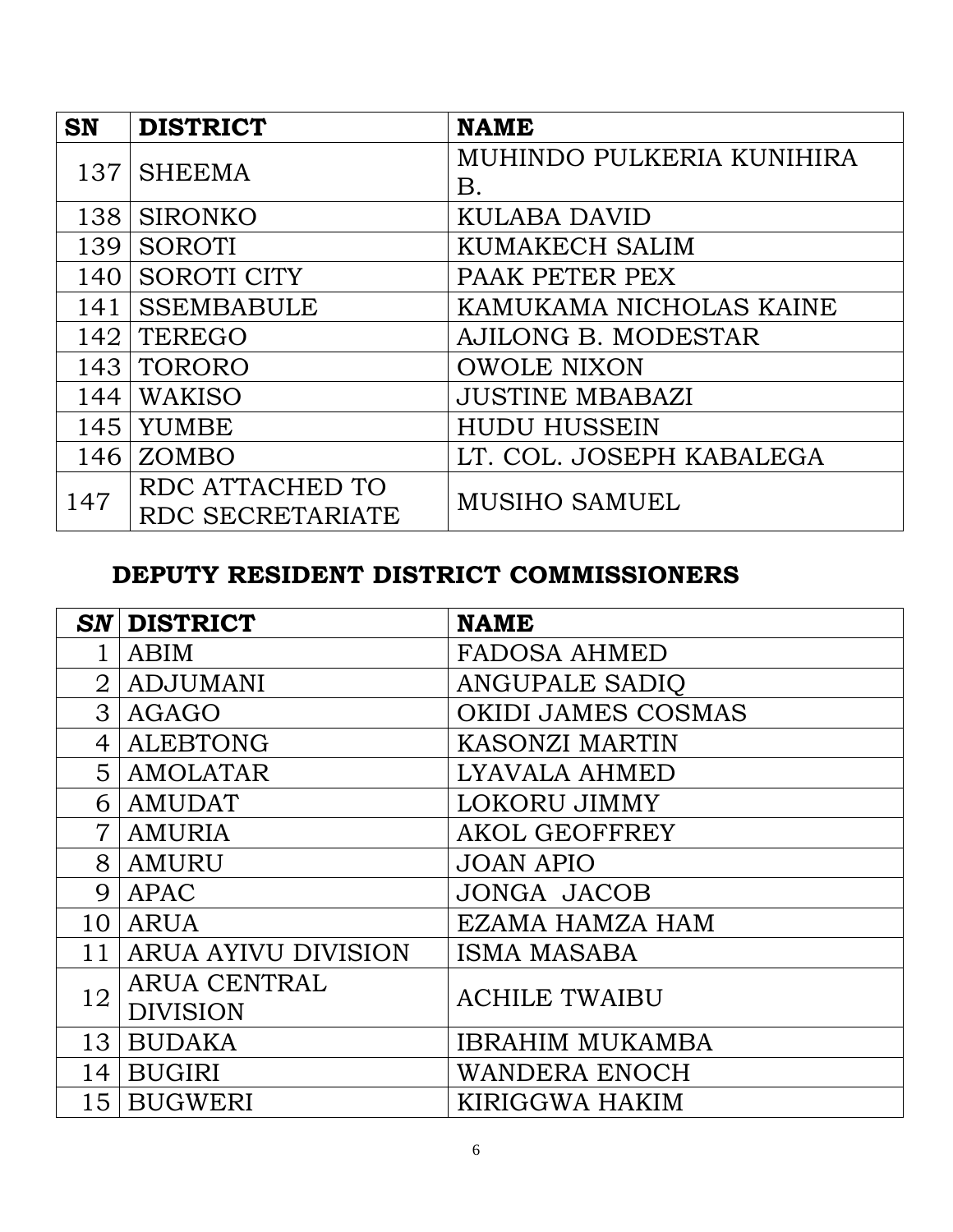| SN | DISTRICT | NAME |
|---|---|---|
| 137 | SHEEMA | MUHINDO PULKERIA KUNIHIRA B. |
| 138 | SIRONKO | KULABA DAVID |
| 139 | SOROTI | KUMAKECH SALIM |
| 140 | SOROTI CITY | PAAK PETER PEX |
| 141 | SSEMBABULE | KAMUKAMA NICHOLAS KAINE |
| 142 | TEREGO | AJILONG B. MODESTAR |
| 143 | TORORO | OWOLE NIXON |
| 144 | WAKISO | JUSTINE MBABAZI |
| 145 | YUMBE | HUDU HUSSEIN |
| 146 | ZOMBO | LT. COL. JOSEPH KABALEGA |
| 147 | RDC ATTACHED TO RDC SECRETARIATE | MUSIHO SAMUEL |

## DEPUTY RESIDENT DISTRICT COMMISSIONERS

| *SN* | DISTRICT | NAME |
|---|---|---|
| 1 | ABIM | FADOSA AHMED |
| 2 | ADJUMANI | ANGUPALE SADIQ |
| 3 | AGAGO | OKIDI JAMES COSMAS |
| 4 | ALEBTONG | KASONZI MARTIN |
| 5 | AMOLATAR | LYAVALA AHMED |
| 6 | AMUDAT | LOKORU JIMMY |
| 7 | AMURIA | AKOL GEOFFREY |
| 8 | AMURU | JOAN APIO |
| 9 | APAC | JONGA JACOB |
| 10 | ARUA | EZAMA HAMZA HAM |
| 11 | ARUA AYIVU DIVISION | ISMA MASABA |
| 12 | ARUA CENTRAL DIVISION | ACHILE TWAIBU |
| 13 | BUDAKA | IBRAHIM MUKAMBA |
| 14 | BUGIRI | WANDERA ENOCH |
| 15 | BUGWERI | KIRIGGWA HAKIM |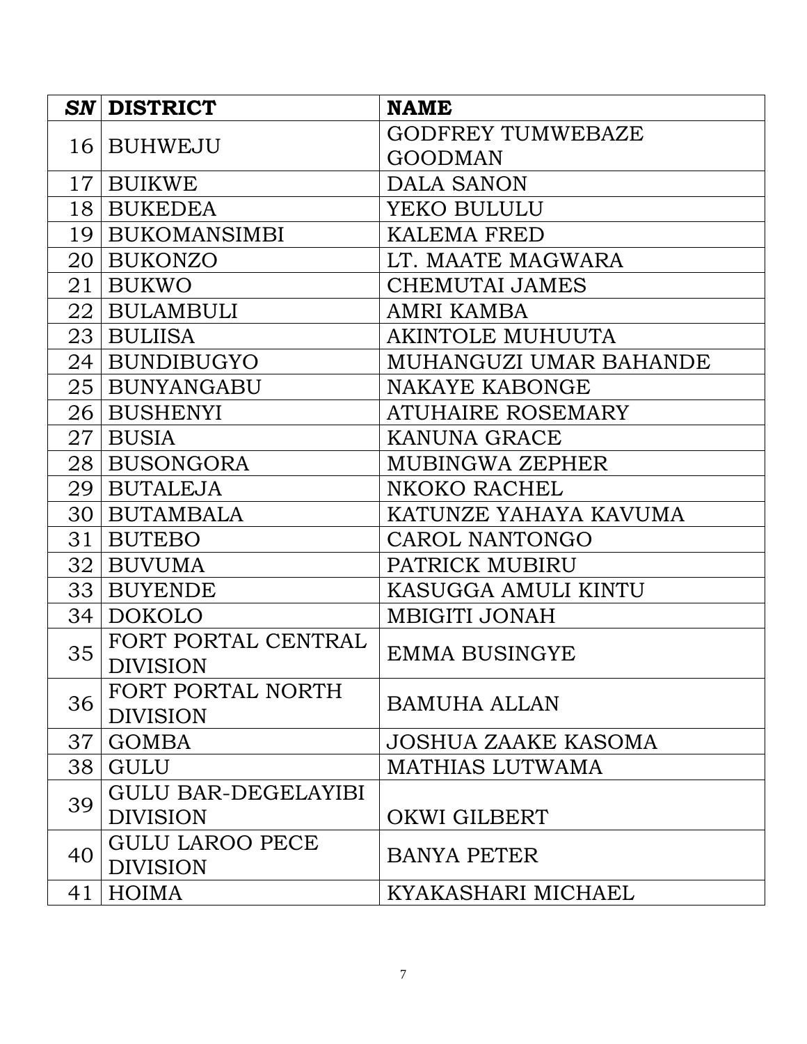| *SN* | **DISTRICT** | **NAME** |
|---|---|---|
| 16 | BUHWEJU | GODFREY TUMWEBAZE GOODMAN |
| 17 | BUIKWE | DALA SANON |
| 18 | BUKEDEA | YEKO BULULU |
| 19 | BUKOMANSIMBI | KALEMA FRED |
| 20 | BUKONZO | LT. MAATE MAGWARA |
| 21 | BUKWO | CHEMUTAI JAMES |
| 22 | BULAMBULI | AMRI KAMBA |
| 23 | BULIISA | AKINTOLE MUHUUTA |
| 24 | BUNDIBUGYO | MUHANGUZI UMAR BAHANDE |
| 25 | BUNYANGABU | NAKAYE KABONGE |
| 26 | BUSHENYI | ATUHAIRE ROSEMARY |
| 27 | BUSIA | KANUNA GRACE |
| 28 | BUSONGORA | MUBINGWA ZEPHER |
| 29 | BUTALEJA | NKOKO RACHEL |
| 30 | BUTAMBALA | KATUNZE YAHAYA KAVUMA |
| 31 | BUTEBO | CAROL NANTONGO |
| 32 | BUVUMA | PATRICK MUBIRU |
| 33 | BUYENDE | KASUGGA AMULI KINTU |
| 34 | DOKOLO | MBIGITI JONAH |
| 35 | FORT PORTAL CENTRAL DIVISION | EMMA BUSINGYE |
| 36 | FORT PORTAL NORTH DIVISION | BAMUHA ALLAN |
| 37 | GOMBA | JOSHUA ZAAKE KASOMA |
| 38 | GULU | MATHIAS LUTWAMA |
| 39 | GULU BAR-DEGELAYIBI DIVISION | OKWI GILBERT |
| 40 | GULU LAROO PECE DIVISION | BANYA PETER |
| 41 | HOIMA | KYAKASHARI MICHAEL |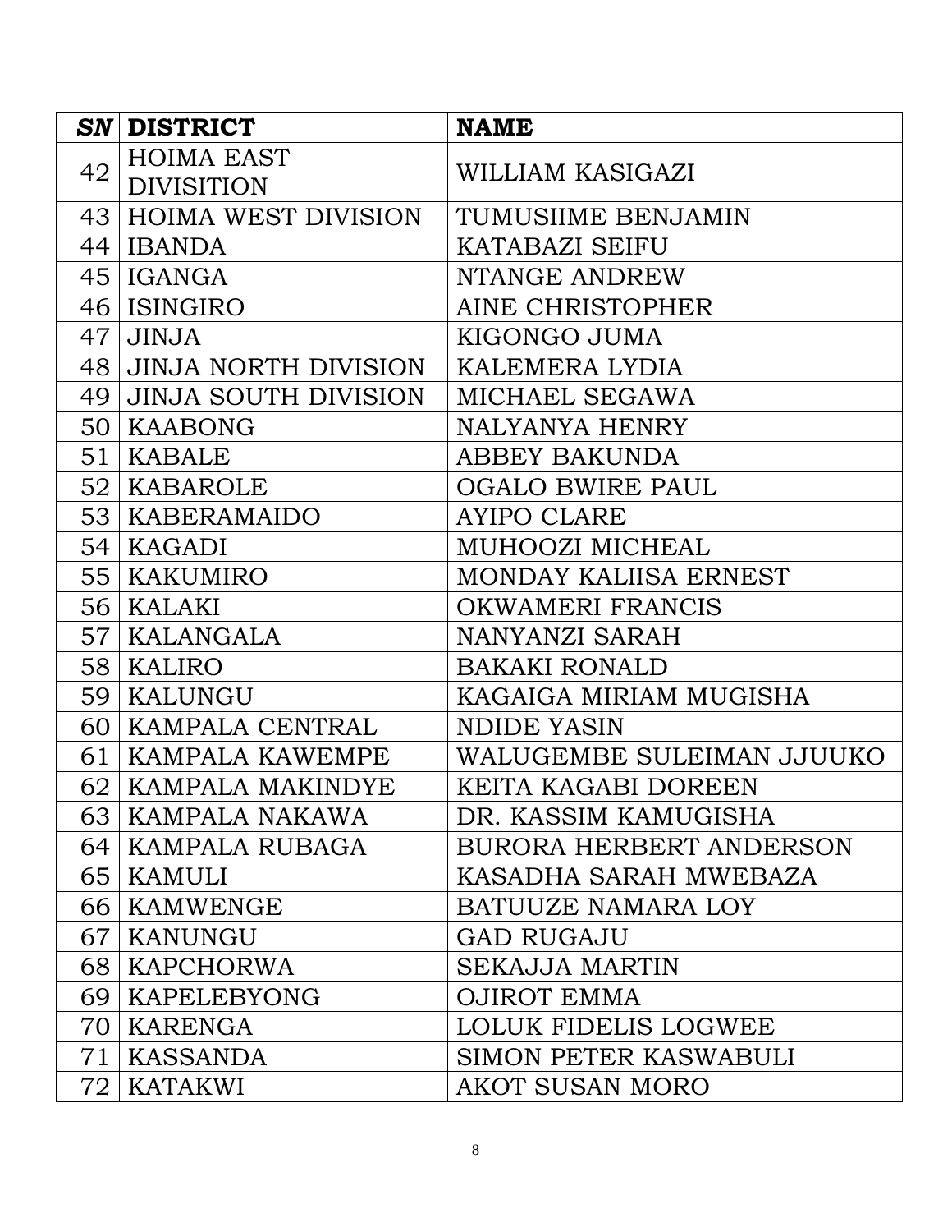| *SN* | **DISTRICT** | **NAME** |
|---|---|---|
| 42 | HOIMA EAST DIVISITION | WILLIAM KASIGAZI |
| 43 | HOIMA WEST DIVISION | TUMUSIIME BENJAMIN |
| 44 | IBANDA | KATABAZI SEIFU |
| 45 | IGANGA | NTANGE ANDREW |
| 46 | ISINGIRO | AINE CHRISTOPHER |
| 47 | JINJA | KIGONGO JUMA |
| 48 | JINJA NORTH DIVISION | KALEMERA LYDIA |
| 49 | JINJA SOUTH DIVISION | MICHAEL SEGAWA |
| 50 | KAABONG | NALYANYA HENRY |
| 51 | KABALE | ABBEY BAKUNDA |
| 52 | KABAROLE | OGALO BWIRE PAUL |
| 53 | KABERAMAIDO | AYIPO CLARE |
| 54 | KAGADI | MUHOOZI MICHEAL |
| 55 | KAKUMIRO | MONDAY KALIISA ERNEST |
| 56 | KALAKI | OKWAMERI FRANCIS |
| 57 | KALANGALA | NANYANZI SARAH |
| 58 | KALIRO | BAKAKI RONALD |
| 59 | KALUNGU | KAGAIGA MIRIAM MUGISHA |
| 60 | KAMPALA CENTRAL | NDIDE YASIN |
| 61 | KAMPALA KAWEMPE | WALUGEMBE SULEIMAN JJUUKO |
| 62 | KAMPALA MAKINDYE | KEITA KAGABI DOREEN |
| 63 | KAMPALA NAKAWA | DR. KASSIM KAMUGISHA |
| 64 | KAMPALA RUBAGA | BURORA HERBERT ANDERSON |
| 65 | KAMULI | KASADHA SARAH MWEBAZA |
| 66 | KAMWENGE | BATUUZE NAMARA LOY |
| 67 | KANUNGU | GAD RUGAJU |
| 68 | KAPCHORWA | SEKAJJA MARTIN |
| 69 | KAPELEBYONG | OJIROT EMMA |
| 70 | KARENGA | LOLUK FIDELIS LOGWEE |
| 71 | KASSANDA | SIMON PETER KASWABULI |
| 72 | KATAKWI | AKOT SUSAN MORO |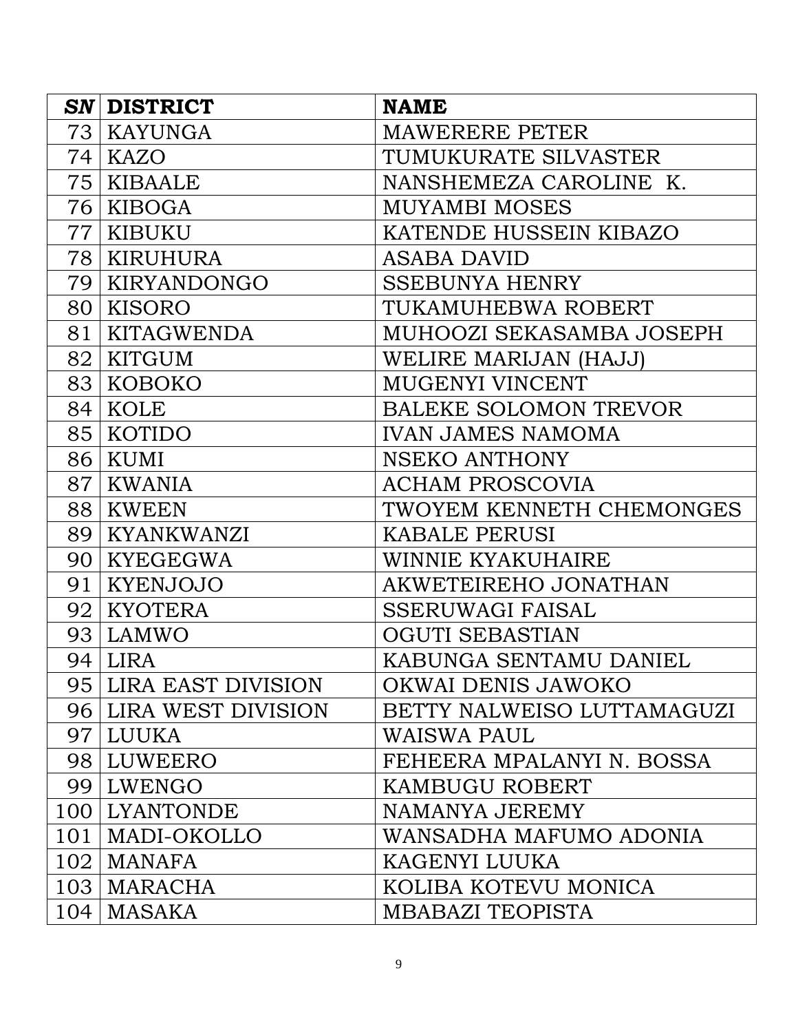| *SN* | **DISTRICT** | **NAME** |
|---|---|---|
| 73 | KAYUNGA | MAWERERE PETER |
| 74 | KAZO | TUMUKURATE SILVASTER |
| 75 | KIBAALE | NANSHEMEZA CAROLINE K. |
| 76 | KIBOGA | MUYAMBI MOSES |
| 77 | KIBUKU | KATENDE HUSSEIN KIBAZO |
| 78 | KIRUHURA | ASABA DAVID |
| 79 | KIRYANDONGO | SSEBUNYA HENRY |
| 80 | KISORO | TUKAMUHEBWA ROBERT |
| 81 | KITAGWENDA | MUHOOZI SEKASAMBA JOSEPH |
| 82 | KITGUM | WELIRE MARIJAN (HAJJ) |
| 83 | KOBOKO | MUGENYI VINCENT |
| 84 | KOLE | BALEKE SOLOMON TREVOR |
| 85 | KOTIDO | IVAN JAMES NAMOMA |
| 86 | KUMI | NSEKO ANTHONY |
| 87 | KWANIA | ACHAM PROSCOVIA |
| 88 | KWEEN | TWOYEM KENNETH CHEMONGES |
| 89 | KYANKWANZI | KABALE PERUSI |
| 90 | KYEGEGWA | WINNIE KYAKUHAIRE |
| 91 | KYENJOJO | AKWETEIREHO JONATHAN |
| 92 | KYOTERA | SSERUWAGI FAISAL |
| 93 | LAMWO | OGUTI SEBASTIAN |
| 94 | LIRA | KABUNGA SENTAMU DANIEL |
| 95 | LIRA EAST DIVISION | OKWAI DENIS JAWOKO |
| 96 | LIRA WEST DIVISION | BETTY NALWEISO LUTTAMAGUZI |
| 97 | LUUKA | WAISWA PAUL |
| 98 | LUWEERO | FEHEERA MPALANYI N. BOSSA |
| 99 | LWENGO | KAMBUGU ROBERT |
| 100 | LYANTONDE | NAMANYA JEREMY |
| 101 | MADI-OKOLLO | WANSADHA MAFUMO ADONIA |
| 102 | MANAFA | KAGENYI LUUKA |
| 103 | MARACHA | KOLIBA KOTEVU MONICA |
| 104 | MASAKA | MBABAZI TEOPISTA |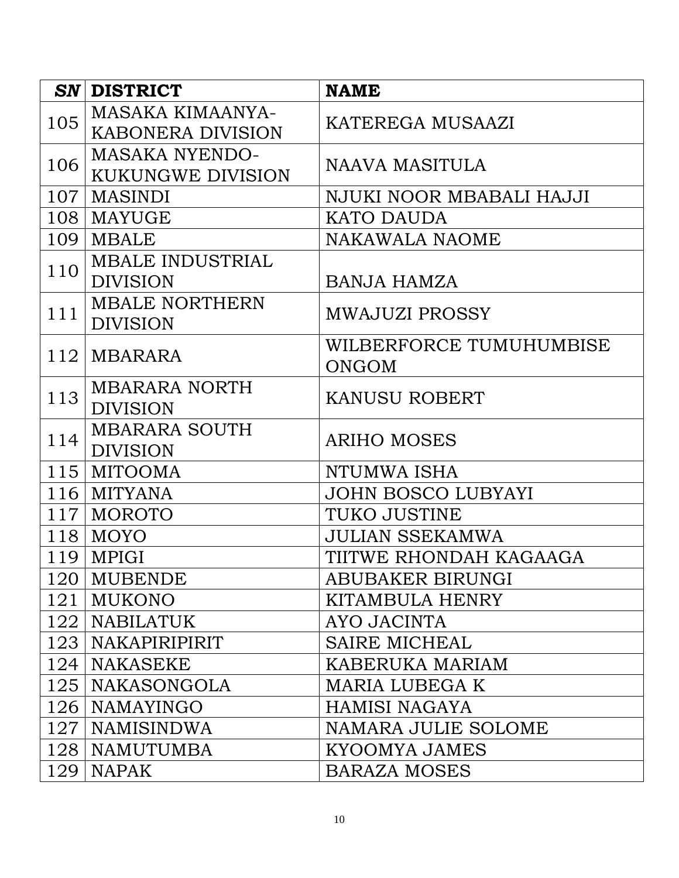| *SN* | DISTRICT | NAME |
|---|---|---|
| 105 | MASAKA KIMAANYA-KABONERA DIVISION | KATEREGA MUSAAZI |
| 106 | MASAKA NYENDO-KUKUNGWE DIVISION | NAAVA MASITULA |
| 107 | MASINDI | NJUKI NOOR MBABALI HAJJI |
| 108 | MAYUGE | KATO DAUDA |
| 109 | MBALE | NAKAWALA NAOME |
| 110 | MBALE INDUSTRIAL DIVISION | BANJA HAMZA |
| 111 | MBALE NORTHERN DIVISION | MWAJUZI PROSSY |
| 112 | MBARARA | WILBERFORCE TUMUHUMBISE ONGOM |
| 113 | MBARARA NORTH DIVISION | KANUSU ROBERT |
| 114 | MBARARA SOUTH DIVISION | ARIHO MOSES |
| 115 | MITOOMA | NTUMWA ISHA |
| 116 | MITYANA | JOHN BOSCO LUBYAYI |
| 117 | MOROTO | TUKO JUSTINE |
| 118 | MOYO | JULIAN SSEKAMWA |
| 119 | MPIGI | TIITWE RHONDAH KAGAAGA |
| 120 | MUBENDE | ABUBAKER BIRUNGI |
| 121 | MUKONO | KITAMBULA HENRY |
| 122 | NABILATUK | AYO JACINTA |
| 123 | NAKAPIRIPIRIT | SAIRE MICHEAL |
| 124 | NAKASEKE | KABERUKA MARIAM |
| 125 | NAKASONGOLA | MARIA LUBEGA K |
| 126 | NAMAYINGO | HAMISI NAGAYA |
| 127 | NAMISINDWA | NAMARA JULIE SOLOME |
| 128 | NAMUTUMBA | KYOOMYA JAMES |
| 129 | NAPAK | BARAZA MOSES |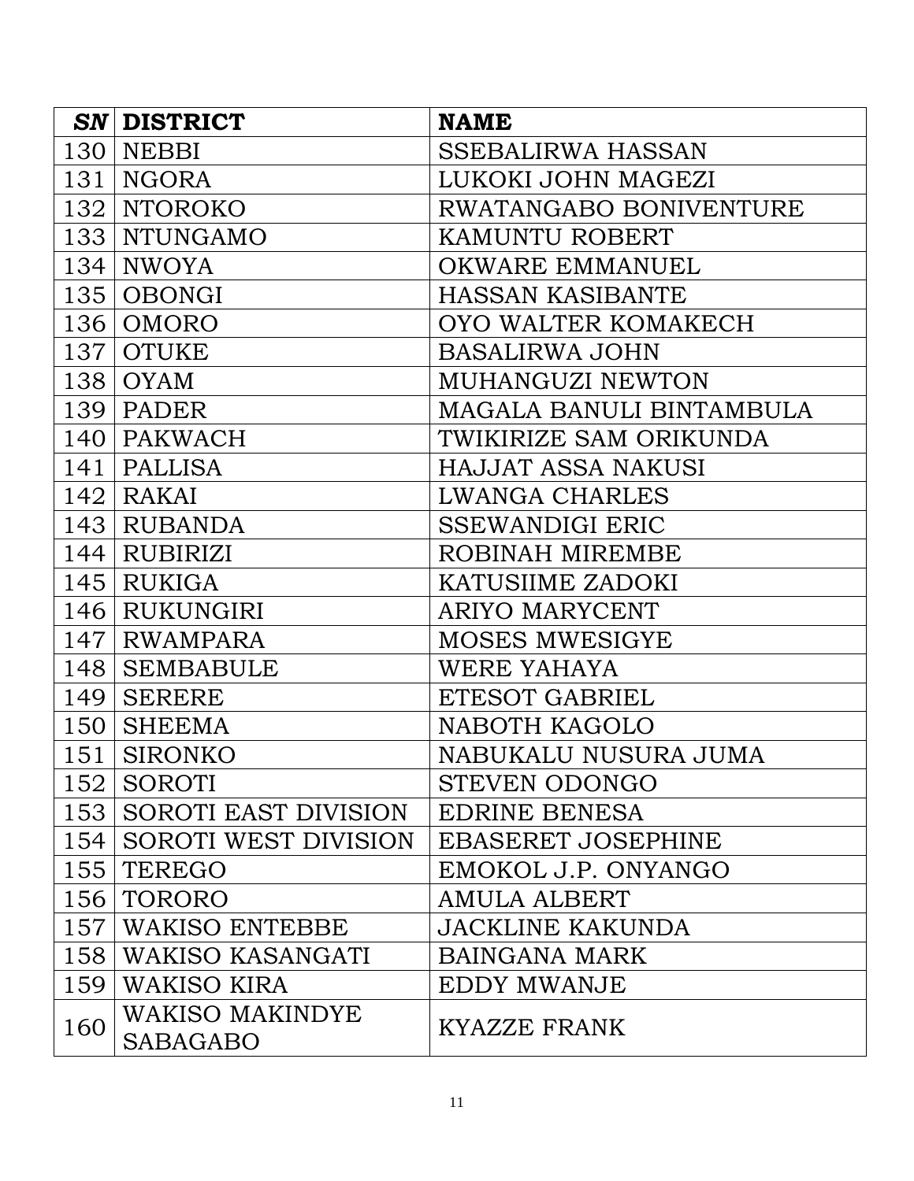| *SN* | DISTRICT | NAME |
|---|---|---|
| 130 | NEBBI | SSEBALIRWA HASSAN |
| 131 | NGORA | LUKOKI JOHN MAGEZI |
| 132 | NTOROKO | RWATANGABO BONIVENTURE |
| 133 | NTUNGAMO | KAMUNTU ROBERT |
| 134 | NWOYA | OKWARE EMMANUEL |
| 135 | OBONGI | HASSAN KASIBANTE |
| 136 | OMORO | OYO WALTER KOMAKECH |
| 137 | OTUKE | BASALIRWA JOHN |
| 138 | OYAM | MUHANGUZI NEWTON |
| 139 | PADER | MAGALA BANULI BINTAMBULA |
| 140 | PAKWACH | TWIKIRIZE SAM ORIKUNDA |
| 141 | PALLISA | HAJJAT ASSA NAKUSI |
| 142 | RAKAI | LWANGA CHARLES |
| 143 | RUBANDA | SSEWANDIGI ERIC |
| 144 | RUBIRIZI | ROBINAH MIREMBE |
| 145 | RUKIGA | KATUSIIME ZADOKI |
| 146 | RUKUNGIRI | ARIYO MARYCENT |
| 147 | RWAMPARA | MOSES MWESIGYE |
| 148 | SEMBABULE | WERE YAHAYA |
| 149 | SERERE | ETESOT GABRIEL |
| 150 | SHEEMA | NABOTH KAGOLO |
| 151 | SIRONKO | NABUKALU NUSURA JUMA |
| 152 | SOROTI | STEVEN ODONGO |
| 153 | SOROTI EAST DIVISION | EDRINE BENESA |
| 154 | SOROTI WEST DIVISION | EBASERET JOSEPHINE |
| 155 | TEREGO | EMOKOL J.P. ONYANGO |
| 156 | TORORO | AMULA ALBERT |
| 157 | WAKISO ENTEBBE | JACKLINE KAKUNDA |
| 158 | WAKISO KASANGATI | BAINGANA MARK |
| 159 | WAKISO KIRA | EDDY MWANJE |
| 160 | WAKISO MAKINDYE SABAGABO | KYAZZE FRANK |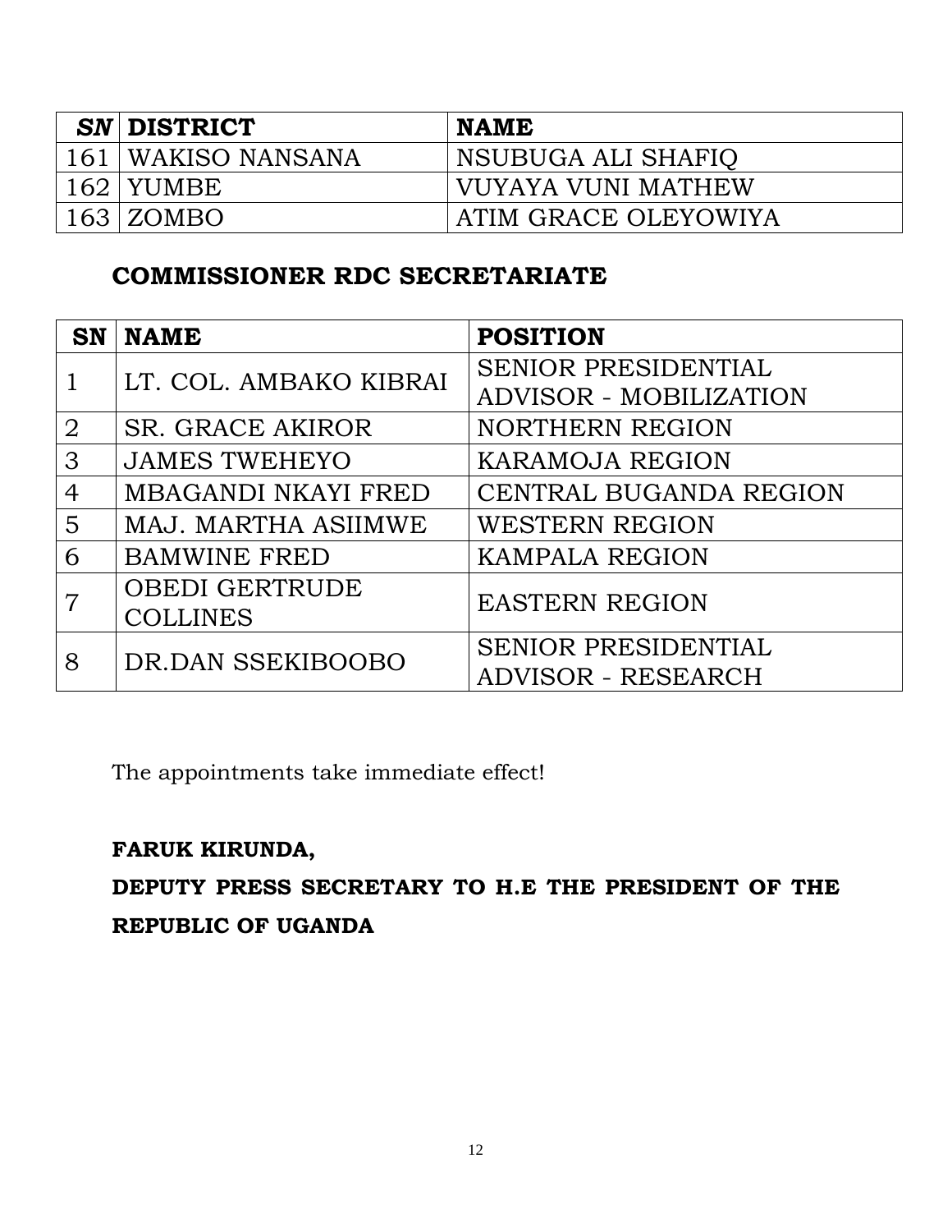| *SN* | DISTRICT | NAME |
|---|---|---|
| 161 | WAKISO NANSANA | NSUBUGA ALI SHAFIQ |
| 162 | YUMBE | VUYAYA VUNI MATHEW |
| 163 | ZOMBO | ATIM GRACE OLEYOWIYA |

## COMMISSIONER RDC SECRETARIATE

| SN | NAME | POSITION |
|---|---|---|
| 1 | LT. COL. AMBAKO KIBRAI | SENIOR PRESIDENTIAL ADVISOR - MOBILIZATION |
| 2 | SR. GRACE AKIROR | NORTHERN REGION |
| 3 | JAMES TWEHEYO | KARAMOJA REGION |
| 4 | MBAGANDI NKAYI FRED | CENTRAL BUGANDA REGION |
| 5 | MAJ. MARTHA ASIIMWE | WESTERN REGION |
| 6 | BAMWINE FRED | KAMPALA REGION |
| 7 | OBEDI GERTRUDE COLLINES | EASTERN REGION |
| 8 | DR.DAN SSEKIBOOBO | SENIOR PRESIDENTIAL ADVISOR - RESEARCH |

The appointments take immediate effect!

**FARUK KIRUNDA,**

**DEPUTY PRESS SECRETARY TO H.E THE PRESIDENT OF THE REPUBLIC OF UGANDA**